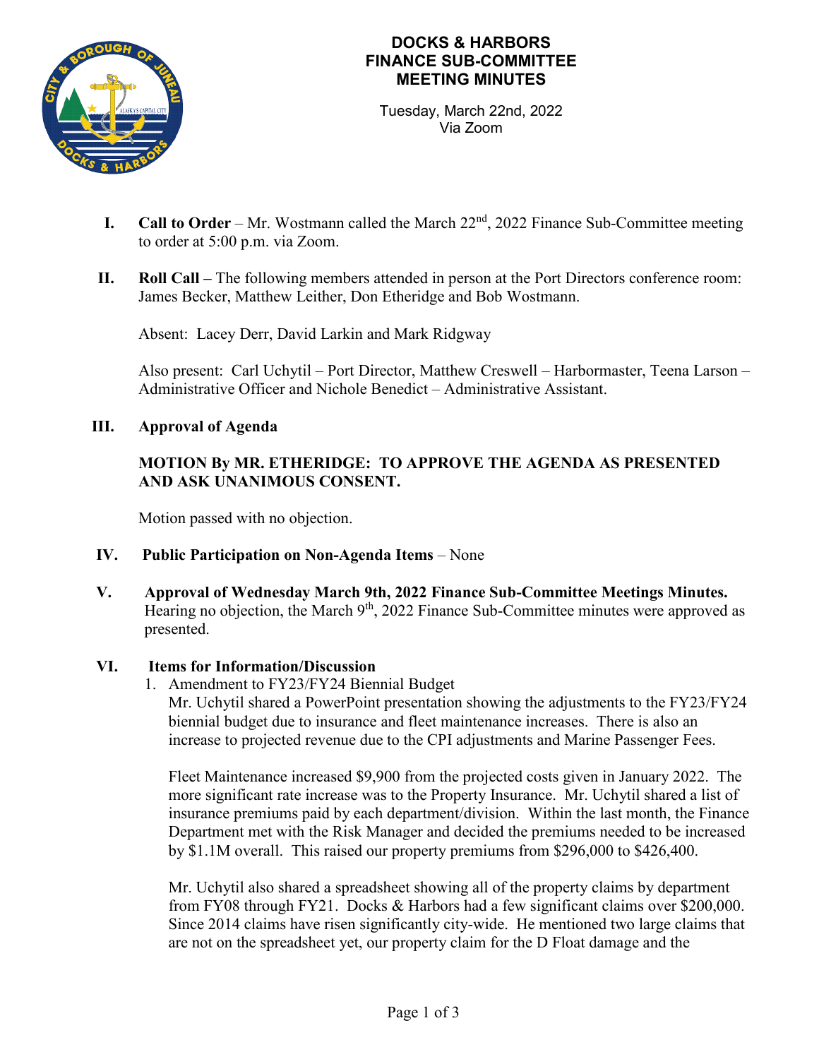# DOCKS & HARBORS FINANCE SUB-COMMITTEE MEETING MINUTES

Tuesday, March 22nd, 2022
Via Zoom

**I. Call to Order** – Mr. Wostmann called the March 22nd, 2022 Finance Sub-Committee meeting to order at 5:00 p.m. via Zoom.

**II. Roll Call –** The following members attended in person at the Port Directors conference room: James Becker, Matthew Leither, Don Etheridge and Bob Wostmann.

Absent: Lacey Derr, David Larkin and Mark Ridgway

Also present: Carl Uchytil – Port Director, Matthew Creswell – Harbormaster, Teena Larson – Administrative Officer and Nichole Benedict – Administrative Assistant.

**III. Approval of Agenda**

**MOTION By MR. ETHERIDGE: TO APPROVE THE AGENDA AS PRESENTED AND ASK UNANIMOUS CONSENT.**

Motion passed with no objection.

**IV. Public Participation on Non-Agenda Items** – None

**V. Approval of Wednesday March 9th, 2022 Finance Sub-Committee Meetings Minutes.**
Hearing no objection, the March 9th, 2022 Finance Sub-Committee minutes were approved as presented.

**VI. Items for Information/Discussion**

1. Amendment to FY23/FY24 Biennial Budget
   Mr. Uchytil shared a PowerPoint presentation showing the adjustments to the FY23/FY24 biennial budget due to insurance and fleet maintenance increases. There is also an increase to projected revenue due to the CPI adjustments and Marine Passenger Fees.

   Fleet Maintenance increased $9,900 from the projected costs given in January 2022. The more significant rate increase was to the Property Insurance. Mr. Uchytil shared a list of insurance premiums paid by each department/division. Within the last month, the Finance Department met with the Risk Manager and decided the premiums needed to be increased by $1.1M overall. This raised our property premiums from $296,000 to $426,400.

   Mr. Uchytil also shared a spreadsheet showing all of the property claims by department from FY08 through FY21. Docks & Harbors had a few significant claims over $200,000. Since 2014 claims have risen significantly city-wide. He mentioned two large claims that are not on the spreadsheet yet, our property claim for the D Float damage and the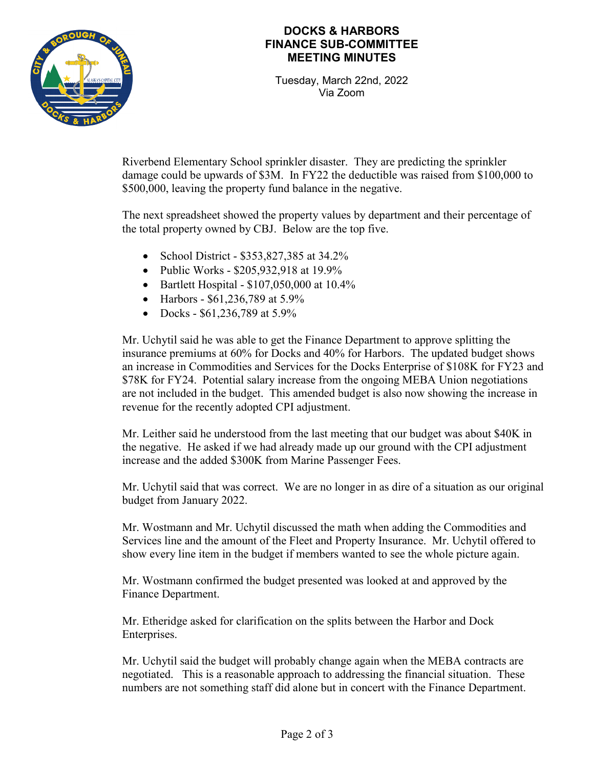# DOCKS & HARBORS FINANCE SUB-COMMITTEE MEETING MINUTES

Tuesday, March 22nd, 2022
Via Zoom

Riverbend Elementary School sprinkler disaster. They are predicting the sprinkler damage could be upwards of $3M. In FY22 the deductible was raised from $100,000 to $500,000, leaving the property fund balance in the negative.

The next spreadsheet showed the property values by department and their percentage of the total property owned by CBJ. Below are the top five.

- School District - $353,827,385 at 34.2%
- Public Works - $205,932,918 at 19.9%
- Bartlett Hospital - $107,050,000 at 10.4%
- Harbors - $61,236,789 at 5.9%
- Docks - $61,236,789 at 5.9%

Mr. Uchytil said he was able to get the Finance Department to approve splitting the insurance premiums at 60% for Docks and 40% for Harbors. The updated budget shows an increase in Commodities and Services for the Docks Enterprise of $108K for FY23 and $78K for FY24. Potential salary increase from the ongoing MEBA Union negotiations are not included in the budget. This amended budget is also now showing the increase in revenue for the recently adopted CPI adjustment.

Mr. Leither said he understood from the last meeting that our budget was about $40K in the negative. He asked if we had already made up our ground with the CPI adjustment increase and the added $300K from Marine Passenger Fees.

Mr. Uchytil said that was correct. We are no longer in as dire of a situation as our original budget from January 2022.

Mr. Wostmann and Mr. Uchytil discussed the math when adding the Commodities and Services line and the amount of the Fleet and Property Insurance. Mr. Uchytil offered to show every line item in the budget if members wanted to see the whole picture again.

Mr. Wostmann confirmed the budget presented was looked at and approved by the Finance Department.

Mr. Etheridge asked for clarification on the splits between the Harbor and Dock Enterprises.

Mr. Uchytil said the budget will probably change again when the MEBA contracts are negotiated. This is a reasonable approach to addressing the financial situation. These numbers are not something staff did alone but in concert with the Finance Department.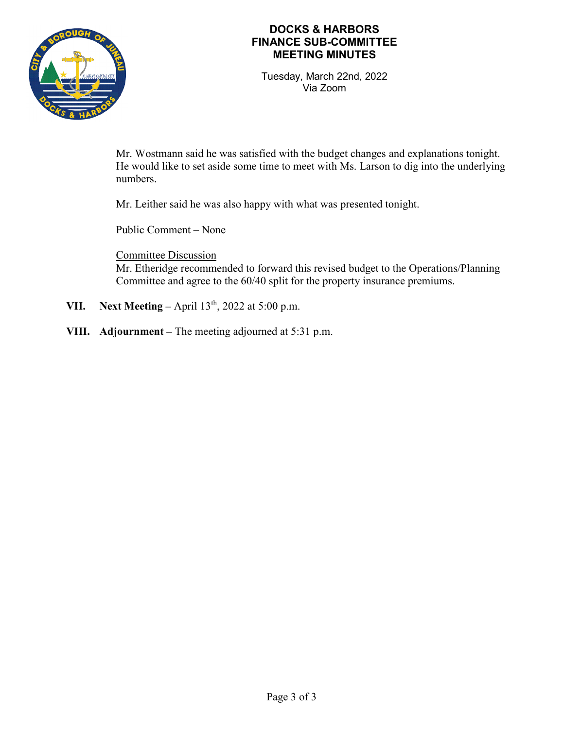# DOCKS & HARBORS
# FINANCE SUB-COMMITTEE
# MEETING MINUTES

Tuesday, March 22nd, 2022
Via Zoom

Mr. Wostmann said he was satisfied with the budget changes and explanations tonight. He would like to set aside some time to meet with Ms. Larson to dig into the underlying numbers.

Mr. Leither said he was also happy with what was presented tonight.

Public Comment – None

Committee Discussion
Mr. Etheridge recommended to forward this revised budget to the Operations/Planning Committee and agree to the 60/40 split for the property insurance premiums.

**VII. Next Meeting –** April 13th, 2022 at 5:00 p.m.

**VIII. Adjournment –** The meeting adjourned at 5:31 p.m.